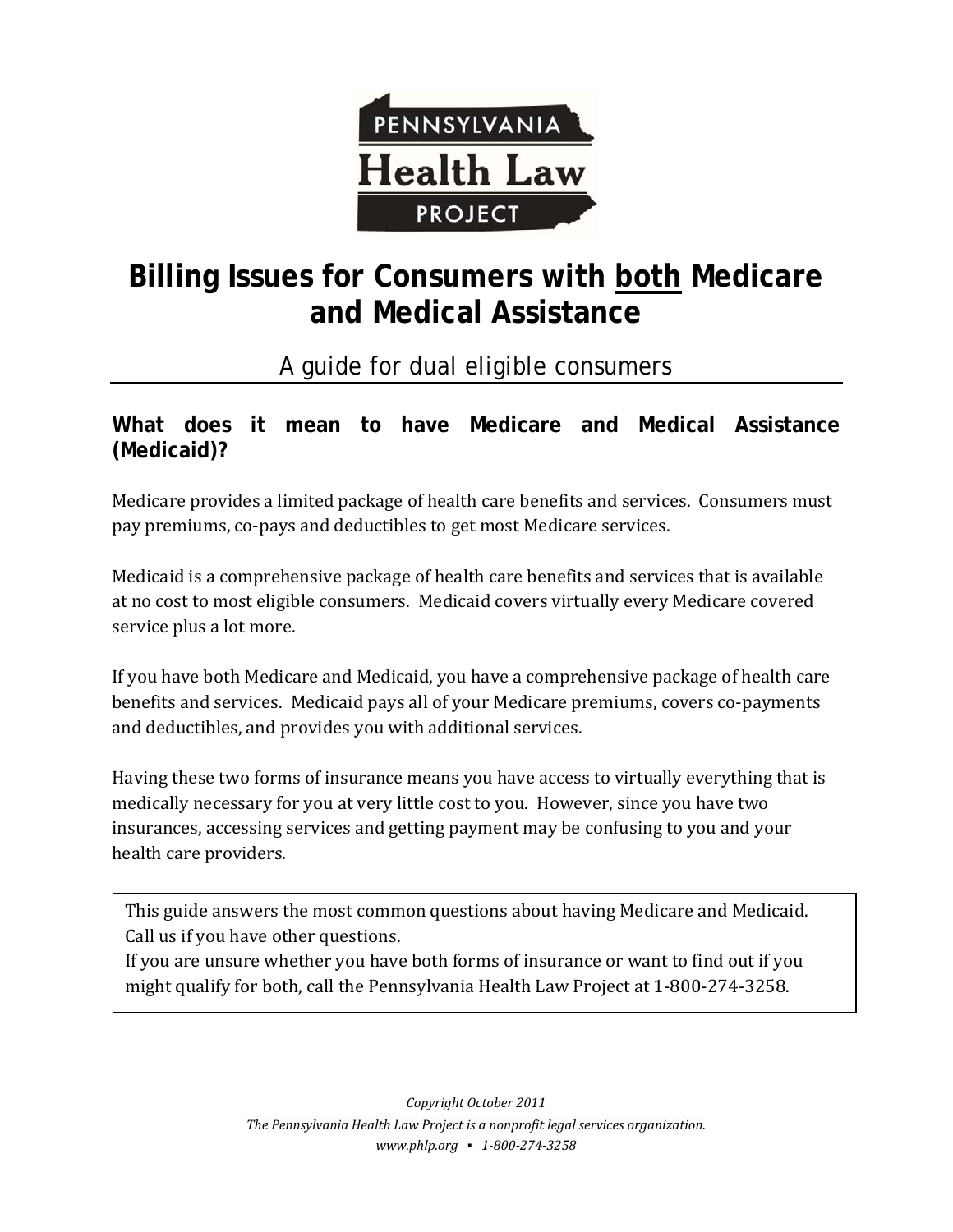# Billing Issues for Consumers with <u>both</u> Medicare and Medical Assistance

A guide for dual eligible consumers

## What does it mean to have Medicare and Medical Assistance (Medicaid)?

Medicare provides a limited package of health care benefits and services. Consumers must pay premiums, co-pays and deductibles to get most Medicare services.

Medicaid is a comprehensive package of health care benefits and services that is available at no cost to most eligible consumers. Medicaid covers virtually every Medicare covered service plus a lot more.

If you have both Medicare and Medicaid, you have a comprehensive package of health care benefits and services. Medicaid pays all of your Medicare premiums, covers co-payments and deductibles, and provides you with additional services.

Having these two forms of insurance means you have access to virtually everything that is medically necessary for you at very little cost to you. However, since you have two insurances, accessing services and getting payment may be confusing to you and your health care providers.

> This guide answers the most common questions about having Medicare and Medicaid. Call us if you have other questions.
> If you are unsure whether you have both forms of insurance or want to find out if you might qualify for both, call the Pennsylvania Health Law Project at 1-800-274-3258.

*Copyright October 2011*
*The Pennsylvania Health Law Project is a nonprofit legal services organization.*
*www.phlp.org ▪ 1-800-274-3258*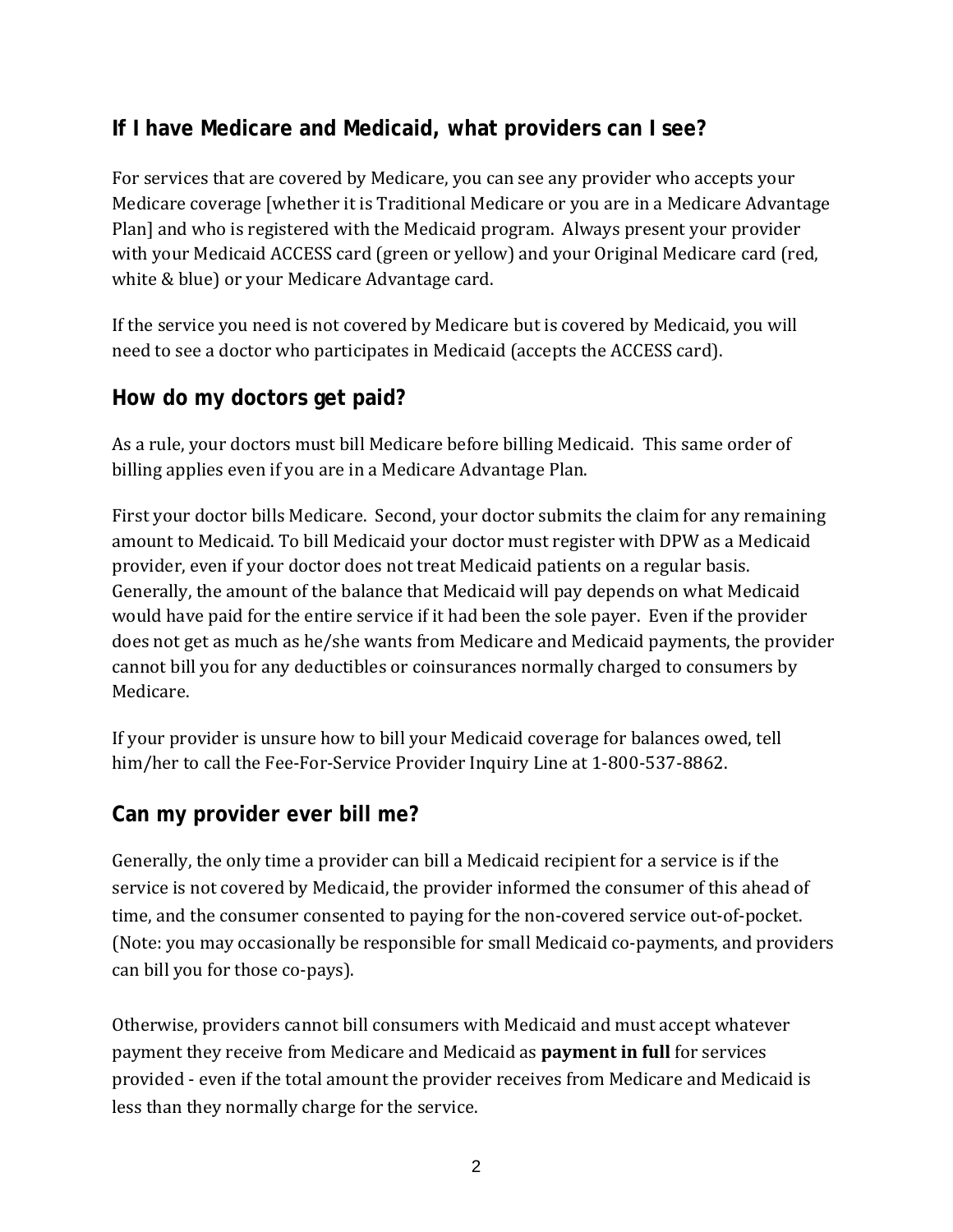## If I have Medicare and Medicaid, what providers can I see?

For services that are covered by Medicare, you can see any provider who accepts your Medicare coverage [whether it is Traditional Medicare or you are in a Medicare Advantage Plan] and who is registered with the Medicaid program. Always present your provider with your Medicaid ACCESS card (green or yellow) and your Original Medicare card (red, white & blue) or your Medicare Advantage card.

If the service you need is not covered by Medicare but is covered by Medicaid, you will need to see a doctor who participates in Medicaid (accepts the ACCESS card).

## How do my doctors get paid?

As a rule, your doctors must bill Medicare before billing Medicaid. This same order of billing applies even if you are in a Medicare Advantage Plan.

First your doctor bills Medicare. Second, your doctor submits the claim for any remaining amount to Medicaid. To bill Medicaid your doctor must register with DPW as a Medicaid provider, even if your doctor does not treat Medicaid patients on a regular basis. Generally, the amount of the balance that Medicaid will pay depends on what Medicaid would have paid for the entire service if it had been the sole payer. Even if the provider does not get as much as he/she wants from Medicare and Medicaid payments, the provider cannot bill you for any deductibles or coinsurances normally charged to consumers by Medicare.

If your provider is unsure how to bill your Medicaid coverage for balances owed, tell him/her to call the Fee-For-Service Provider Inquiry Line at 1-800-537-8862.

## Can my provider ever bill me?

Generally, the only time a provider can bill a Medicaid recipient for a service is if the service is not covered by Medicaid, the provider informed the consumer of this ahead of time, and the consumer consented to paying for the non-covered service out-of-pocket. (Note: you may occasionally be responsible for small Medicaid co-payments, and providers can bill you for those co-pays).

Otherwise, providers cannot bill consumers with Medicaid and must accept whatever payment they receive from Medicare and Medicaid as **payment in full** for services provided - even if the total amount the provider receives from Medicare and Medicaid is less than they normally charge for the service.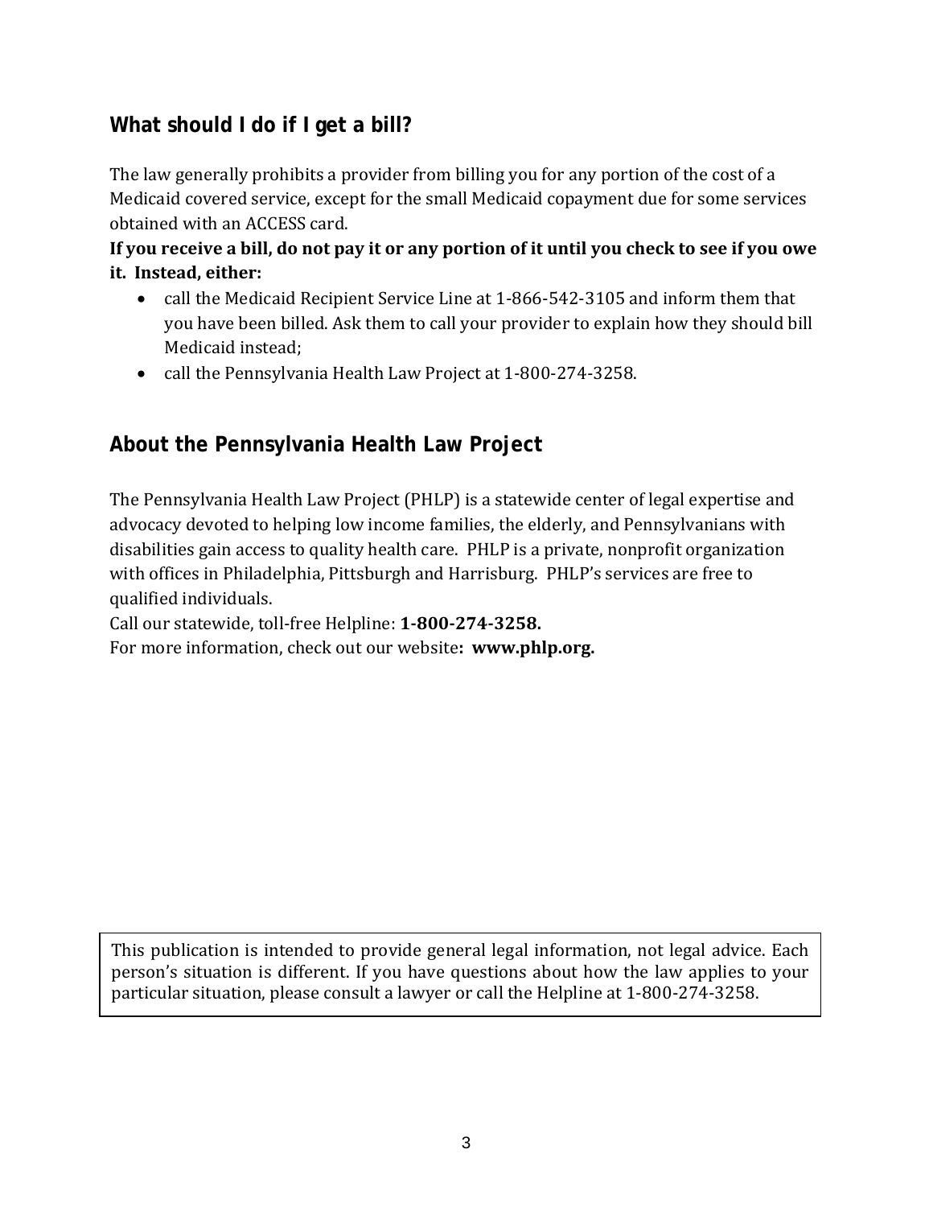## What should I do if I get a bill?

The law generally prohibits a provider from billing you for any portion of the cost of a Medicaid covered service, except for the small Medicaid copayment due for some services obtained with an ACCESS card.

**If you receive a bill, do not pay it or any portion of it until you check to see if you owe it. Instead, either:**

- call the Medicaid Recipient Service Line at 1-866-542-3105 and inform them that you have been billed. Ask them to call your provider to explain how they should bill Medicaid instead;
- call the Pennsylvania Health Law Project at 1-800-274-3258.

## About the Pennsylvania Health Law Project

The Pennsylvania Health Law Project (PHLP) is a statewide center of legal expertise and advocacy devoted to helping low income families, the elderly, and Pennsylvanians with disabilities gain access to quality health care. PHLP is a private, nonprofit organization with offices in Philadelphia, Pittsburgh and Harrisburg. PHLP's services are free to qualified individuals.

Call our statewide, toll-free Helpline: **1-800-274-3258.**

For more information, check out our website**: www.phlp.org.**

This publication is intended to provide general legal information, not legal advice. Each person's situation is different. If you have questions about how the law applies to your particular situation, please consult a lawyer or call the Helpline at 1-800-274-3258.